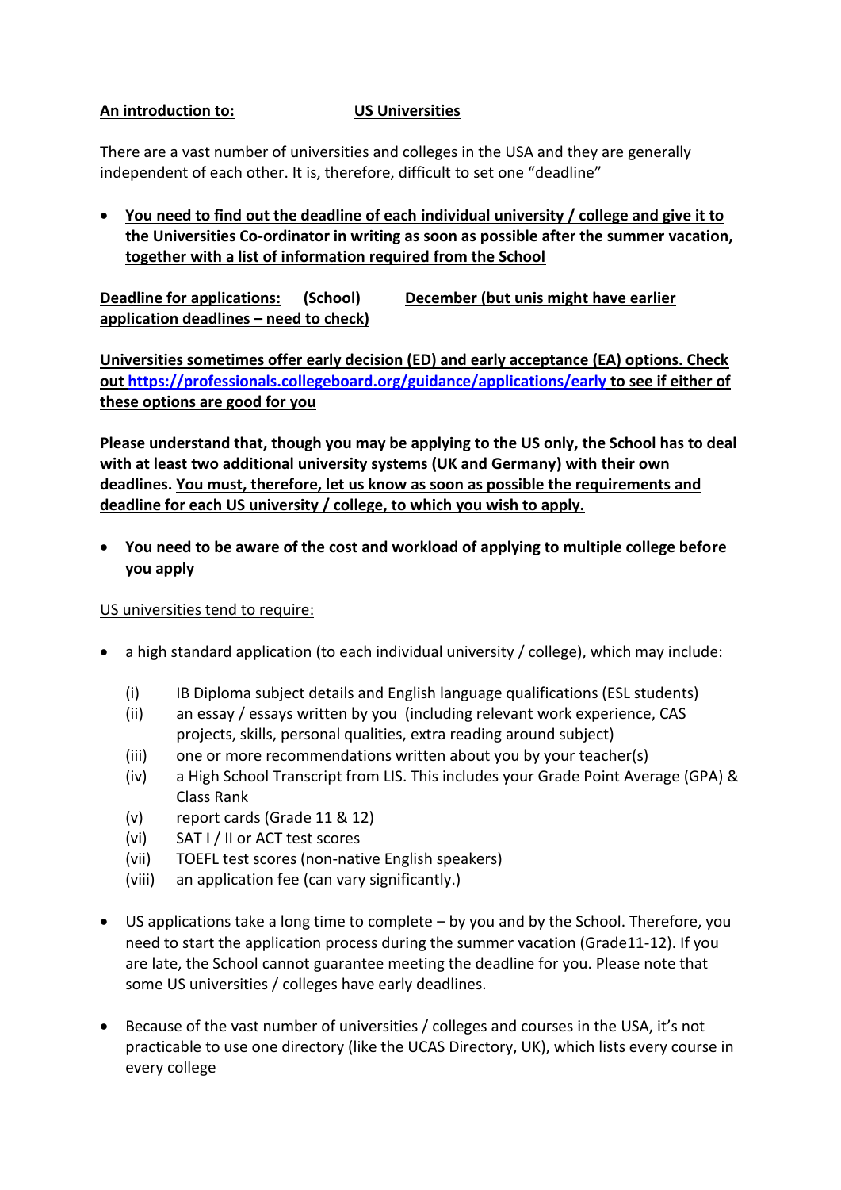**An introduction to: US Universities**

There are a vast number of universities and colleges in the USA and they are generally independent of each other. It is, therefore, difficult to set one "deadline"

- **You need to find out the deadline of each individual university / college and give it to the Universities Co-ordinator in writing as soon as possible after the summer vacation, together with a list of information required from the School**

**Deadline for applications: (School) December (but unis might have earlier application deadlines – need to check)**

**Universities sometimes offer early decision (ED) and early acceptance (EA) options. Check out https://professionals.collegeboard.org/guidance/applications/early to see if either of these options are good for you**

**Please understand that, though you may be applying to the US only, the School has to deal with at least two additional university systems (UK and Germany) with their own deadlines. You must, therefore, let us know as soon as possible the requirements and deadline for each US university / college, to which you wish to apply.**

- **You need to be aware of the cost and workload of applying to multiple college before you apply**

US universities tend to require:

- a high standard application (to each individual university / college), which may include:
  - (i) IB Diploma subject details and English language qualifications (ESL students)
  - (ii) an essay / essays written by you (including relevant work experience, CAS projects, skills, personal qualities, extra reading around subject)
  - (iii) one or more recommendations written about you by your teacher(s)
  - (iv) a High School Transcript from LIS. This includes your Grade Point Average (GPA) & Class Rank
  - (v) report cards (Grade 11 & 12)
  - (vi) SAT I / II or ACT test scores
  - (vii) TOEFL test scores (non-native English speakers)
  - (viii) an application fee (can vary significantly.)
- US applications take a long time to complete – by you and by the School. Therefore, you need to start the application process during the summer vacation (Grade11-12). If you are late, the School cannot guarantee meeting the deadline for you. Please note that some US universities / colleges have early deadlines.
- Because of the vast number of universities / colleges and courses in the USA, it's not practicable to use one directory (like the UCAS Directory, UK), which lists every course in every college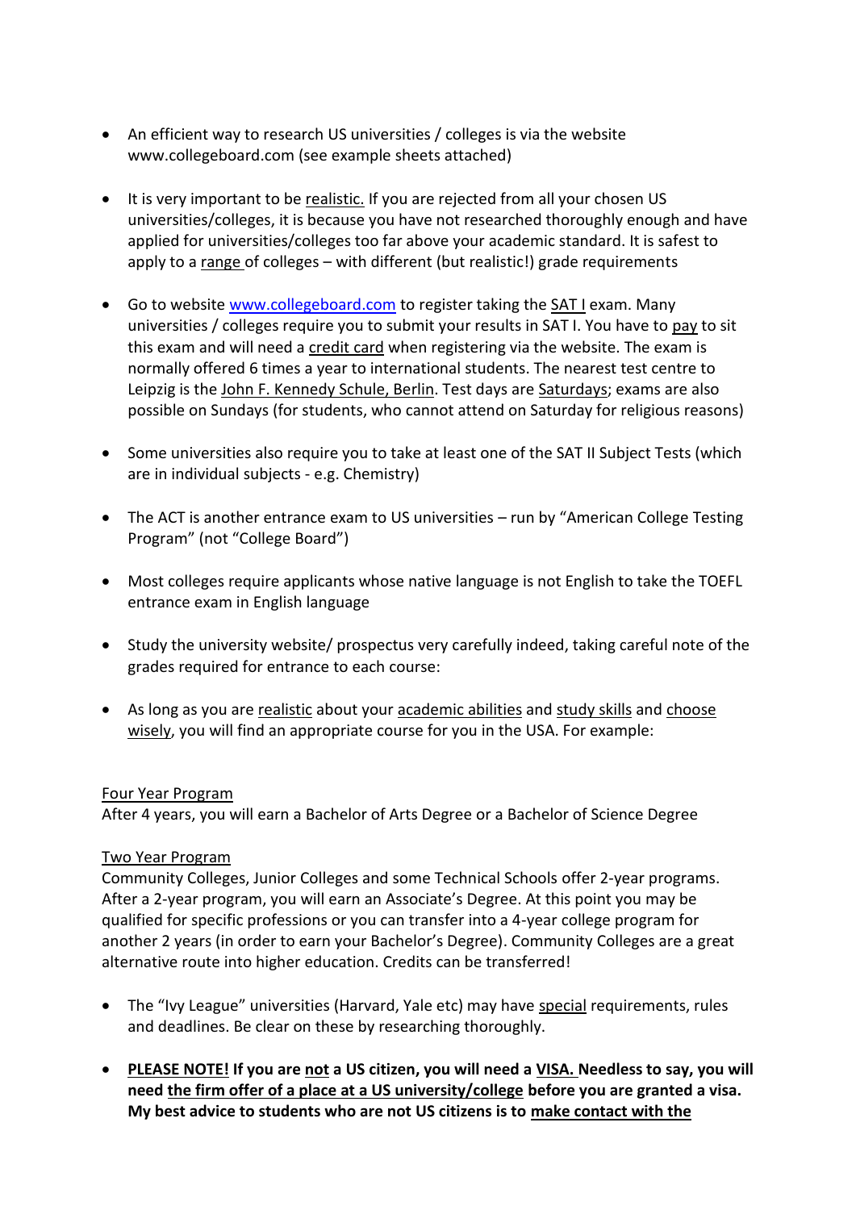- An efficient way to research US universities / colleges is via the website www.collegeboard.com (see example sheets attached)

- It is very important to be realistic. If you are rejected from all your chosen US universities/colleges, it is because you have not researched thoroughly enough and have applied for universities/colleges too far above your academic standard. It is safest to apply to a range of colleges – with different (but realistic!) grade requirements

- Go to website [www.collegeboard.com](www.collegeboard.com) to register taking the SAT I exam. Many universities / colleges require you to submit your results in SAT I. You have to pay to sit this exam and will need a credit card when registering via the website. The exam is normally offered 6 times a year to international students. The nearest test centre to Leipzig is the John F. Kennedy Schule, Berlin. Test days are Saturdays; exams are also possible on Sundays (for students, who cannot attend on Saturday for religious reasons)

- Some universities also require you to take at least one of the SAT II Subject Tests (which are in individual subjects - e.g. Chemistry)

- The ACT is another entrance exam to US universities – run by "American College Testing Program" (not "College Board")

- Most colleges require applicants whose native language is not English to take the TOEFL entrance exam in English language

- Study the university website/ prospectus very carefully indeed, taking careful note of the grades required for entrance to each course:

- As long as you are realistic about your academic abilities and study skills and choose wisely, you will find an appropriate course for you in the USA. For example:

Four Year Program
After 4 years, you will earn a Bachelor of Arts Degree or a Bachelor of Science Degree

Two Year Program
Community Colleges, Junior Colleges and some Technical Schools offer 2-year programs. After a 2-year program, you will earn an Associate's Degree. At this point you may be qualified for specific professions or you can transfer into a 4-year college program for another 2 years (in order to earn your Bachelor's Degree). Community Colleges are a great alternative route into higher education. Credits can be transferred!

- The "Ivy League" universities (Harvard, Yale etc) may have special requirements, rules and deadlines. Be clear on these by researching thoroughly.

- **PLEASE NOTE! If you are not a US citizen, you will need a VISA. Needless to say, you will need the firm offer of a place at a US university/college before you are granted a visa. My best advice to students who are not US citizens is to make contact with the**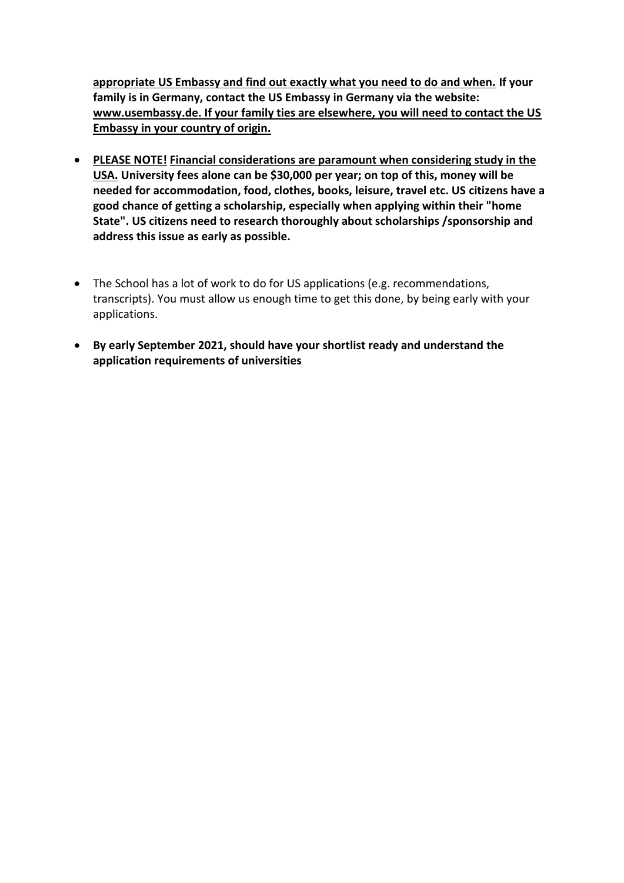**appropriate US Embassy and find out exactly what you need to do and when.** **If your family is in Germany, contact the US Embassy in Germany via the website: www.usembassy.de. If your family ties are elsewhere, you will need to contact the US Embassy in your country of origin.**

- **PLEASE NOTE! Financial considerations are paramount when considering study in the USA. University fees alone can be $30,000 per year; on top of this, money will be needed for accommodation, food, clothes, books, leisure, travel etc. US citizens have a good chance of getting a scholarship, especially when applying within their "home State". US citizens need to research thoroughly about scholarships /sponsorship and address this issue as early as possible.**

- The School has a lot of work to do for US applications (e.g. recommendations, transcripts). You must allow us enough time to get this done, by being early with your applications.

- **By early September 2021, should have your shortlist ready and understand the application requirements of universities**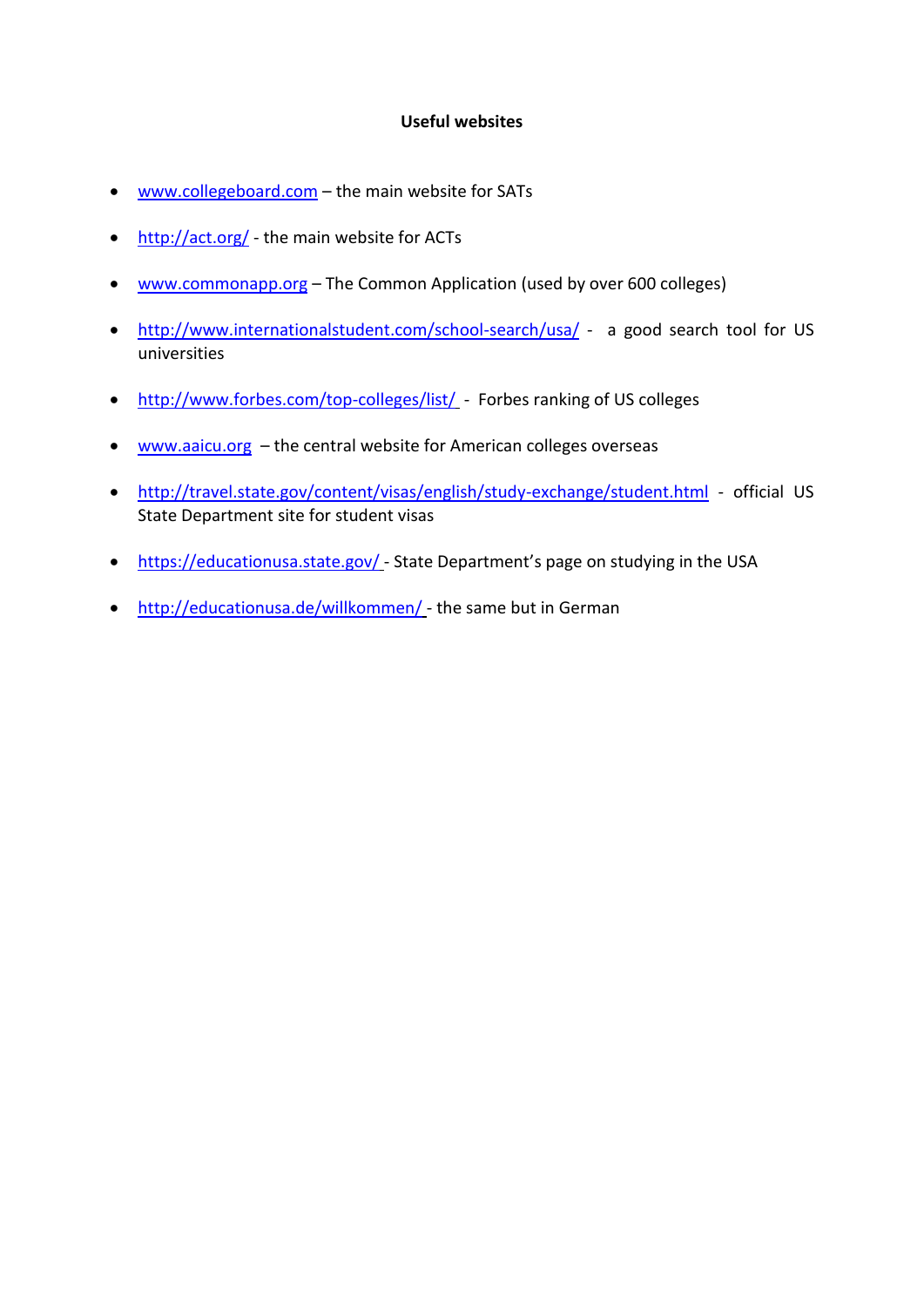**Useful websites**

- www.collegeboard.com – the main website for SATs
- http://act.org/ - the main website for ACTs
- www.commonapp.org – The Common Application (used by over 600 colleges)
- http://www.internationalstudent.com/school-search/usa/ - a good search tool for US universities
- http://www.forbes.com/top-colleges/list/ - Forbes ranking of US colleges
- www.aaicu.org – the central website for American colleges overseas
- http://travel.state.gov/content/visas/english/study-exchange/student.html - official US State Department site for student visas
- https://educationusa.state.gov/ - State Department's page on studying in the USA
- http://educationusa.de/willkommen/ - the same but in German